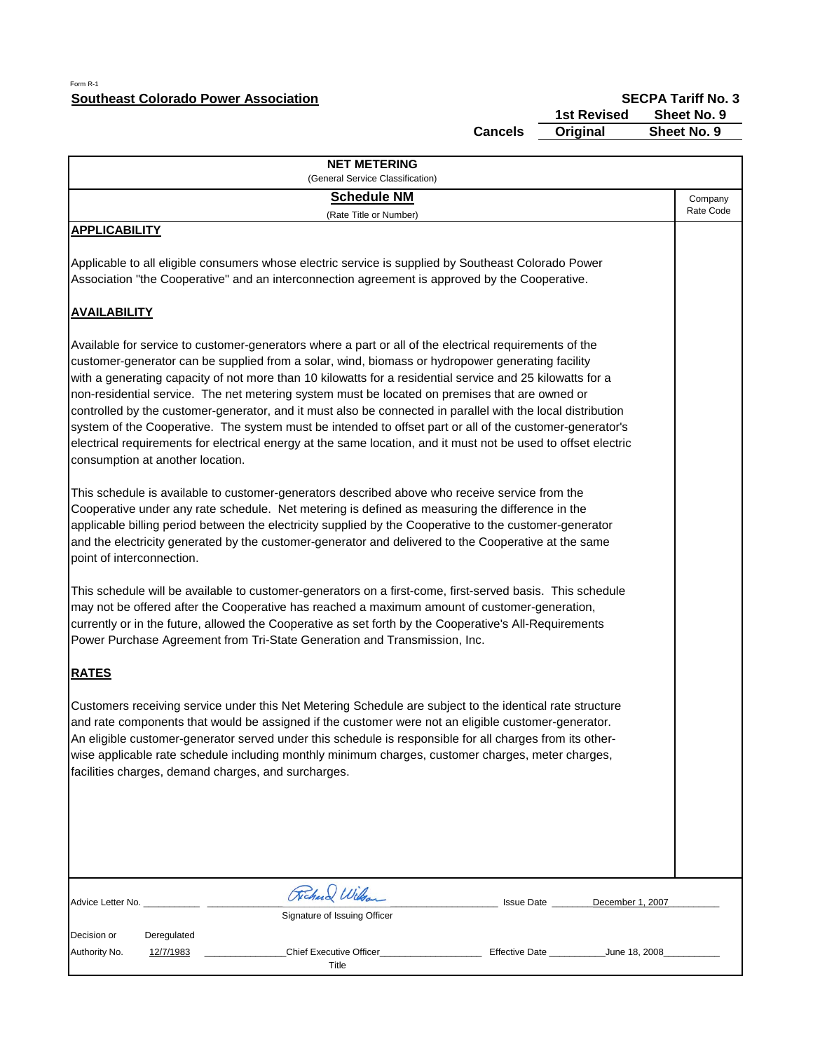Form R-1

**Southeast Colorado Power Association**

**SECPA Tariff No. 3**

| | | |
|---|---|---|
| | **1st Revised** | **Sheet No. 9** |
| **Cancels** | **Original** | **Sheet No. 9** |

**NET METERING**
(General Service Classification)

**Schedule NM**
(Rate Title or Number)

Company Rate Code

## APPLICABILITY

Applicable to all eligible consumers whose electric service is supplied by Southeast Colorado Power Association "the Cooperative" and an interconnection agreement is approved by the Cooperative.

## AVAILABILITY

Available for service to customer-generators where a part or all of the electrical requirements of the customer-generator can be supplied from a solar, wind, biomass or hydropower generating facility with a generating capacity of not more than 10 kilowatts for a residential service and 25 kilowatts for a non-residential service. The net metering system must be located on premises that are owned or controlled by the customer-generator, and it must also be connected in parallel with the local distribution system of the Cooperative. The system must be intended to offset part or all of the customer-generator's electrical requirements for electrical energy at the same location, and it must not be used to offset electric consumption at another location.

This schedule is available to customer-generators described above who receive service from the Cooperative under any rate schedule. Net metering is defined as measuring the difference in the applicable billing period between the electricity supplied by the Cooperative to the customer-generator and the electricity generated by the customer-generator and delivered to the Cooperative at the same point of interconnection.

This schedule will be available to customer-generators on a first-come, first-served basis. This schedule may not be offered after the Cooperative has reached a maximum amount of customer-generation, currently or in the future, allowed the Cooperative as set forth by the Cooperative's All-Requirements Power Purchase Agreement from Tri-State Generation and Transmission, Inc.

## RATES

Customers receiving service under this Net Metering Schedule are subject to the identical rate structure and rate components that would be assigned if the customer were not an eligible customer-generator. An eligible customer-generator served under this schedule is responsible for all charges from its otherwise applicable rate schedule including monthly minimum charges, customer charges, meter charges, facilities charges, demand charges, and surcharges.

Advice Letter No. ______ Richard Wilson (Signature of Issuing Officer) Issue Date December 1, 2007

Decision or Authority No. Deregulated 12/7/1983 Chief Executive Officer (Title) Effective Date June 18, 2008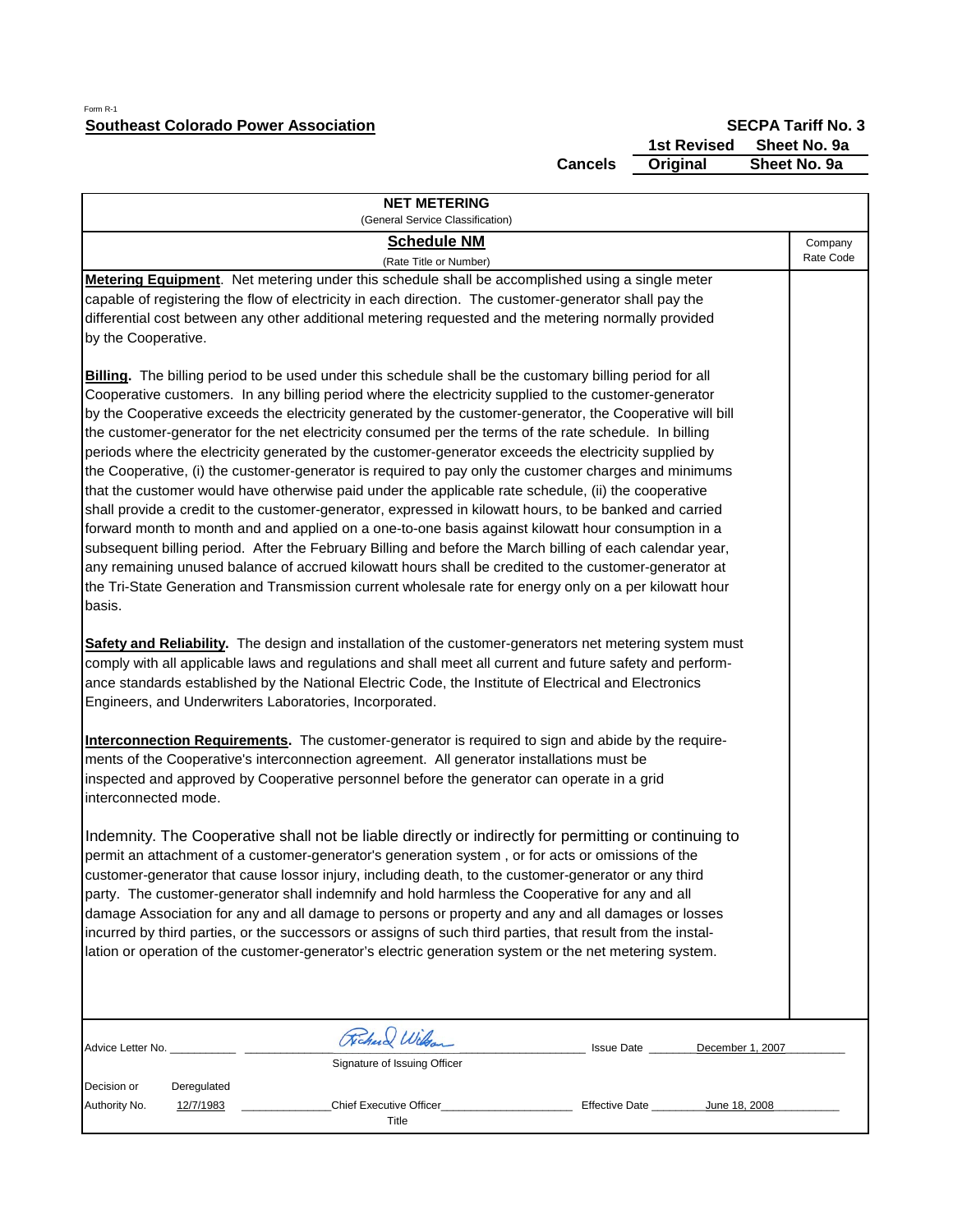Form R-1

**Southeast Colorado Power Association**

**SECPA Tariff No. 3**

| | | |
|---|---|---|
| | **1st Revised** | **Sheet No. 9a** |
| **Cancels** | **Original** | **Sheet No. 9a** |

**NET METERING**
(General Service Classification)

**Schedule NM**
(Rate Title or Number)

Company Rate Code

**Metering Equipment**. Net metering under this schedule shall be accomplished using a single meter capable of registering the flow of electricity in each direction. The customer-generator shall pay the differential cost between any other additional metering requested and the metering normally provided by the Cooperative.

**Billing.** The billing period to be used under this schedule shall be the customary billing period for all Cooperative customers. In any billing period where the electricity supplied to the customer-generator by the Cooperative exceeds the electricity generated by the customer-generator, the Cooperative will bill the customer-generator for the net electricity consumed per the terms of the rate schedule. In billing periods where the electricity generated by the customer-generator exceeds the electricity supplied by the Cooperative, (i) the customer-generator is required to pay only the customer charges and minimums that the customer would have otherwise paid under the applicable rate schedule, (ii) the cooperative shall provide a credit to the customer-generator, expressed in kilowatt hours, to be banked and carried forward month to month and and applied on a one-to-one basis against kilowatt hour consumption in a subsequent billing period. After the February Billing and before the March billing of each calendar year, any remaining unused balance of accrued kilowatt hours shall be credited to the customer-generator at the Tri-State Generation and Transmission current wholesale rate for energy only on a per kilowatt hour basis.

**Safety and Reliability.** The design and installation of the customer-generators net metering system must comply with all applicable laws and regulations and shall meet all current and future safety and performance standards established by the National Electric Code, the Institute of Electrical and Electronics Engineers, and Underwriters Laboratories, Incorporated.

**Interconnection Requirements.** The customer-generator is required to sign and abide by the requirements of the Cooperative's interconnection agreement. All generator installations must be inspected and approved by Cooperative personnel before the generator can operate in a grid interconnected mode.

Indemnity. The Cooperative shall not be liable directly or indirectly for permitting or continuing to permit an attachment of a customer-generator's generation system , or for acts or omissions of the customer-generator that cause lossor injury, including death, to the customer-generator or any third party. The customer-generator shall indemnify and hold harmless the Cooperative for any and all damage Association for any and all damage to persons or property and any and all damages or losses incurred by third parties, or the successors or assigns of such third parties, that result from the installation or operation of the customer-generator's electric generation system or the net metering system.

Advice Letter No. ________ Richard Wilson — Signature of Issuing Officer — Issue Date December 1, 2007

Decision or Authority No. Deregulated 12/7/1983 — Chief Executive Officer — Title — Effective Date June 18, 2008